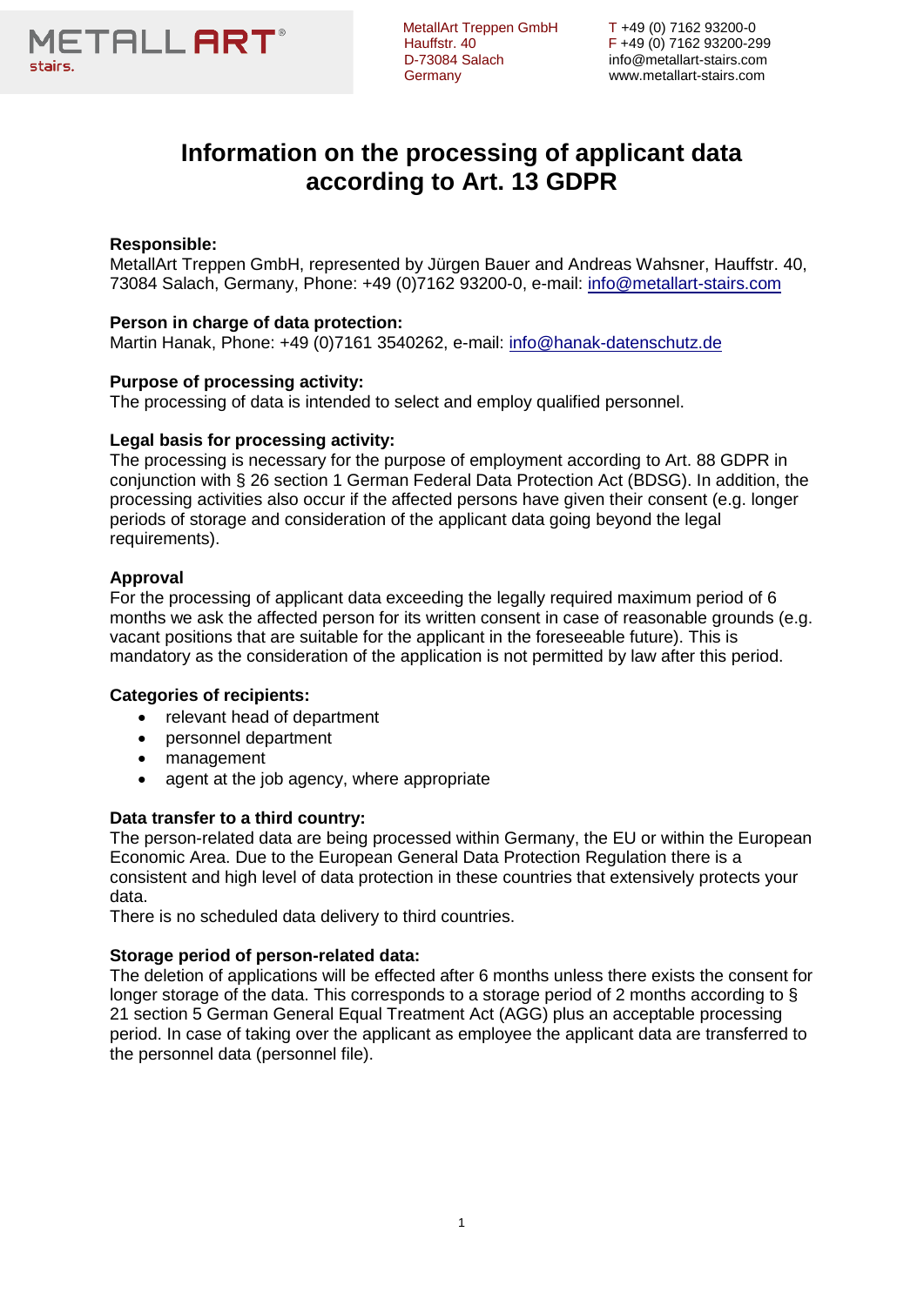METALLART stairs.

MetallArt Treppen GmbH
Hauffstr. 40
D-73084 Salach
Germany

T +49 (0) 7162 93200-0
F +49 (0) 7162 93200-299
info@metallart-stairs.com
www.metallart-stairs.com

# Information on the processing of applicant data according to Art. 13 GDPR

**Responsible:**
MetallArt Treppen GmbH, represented by Jürgen Bauer and Andreas Wahsner, Hauffstr. 40, 73084 Salach, Germany, Phone: +49 (0)7162 93200-0, e-mail: info@metallart-stairs.com

**Person in charge of data protection:**
Martin Hanak, Phone: +49 (0)7161 3540262, e-mail: info@hanak-datenschutz.de

**Purpose of processing activity:**
The processing of data is intended to select and employ qualified personnel.

**Legal basis for processing activity:**
The processing is necessary for the purpose of employment according to Art. 88 GDPR in conjunction with § 26 section 1 German Federal Data Protection Act (BDSG). In addition, the processing activities also occur if the affected persons have given their consent (e.g. longer periods of storage and consideration of the applicant data going beyond the legal requirements).

**Approval**
For the processing of applicant data exceeding the legally required maximum period of 6 months we ask the affected person for its written consent in case of reasonable grounds (e.g. vacant positions that are suitable for the applicant in the foreseeable future). This is mandatory as the consideration of the application is not permitted by law after this period.

**Categories of recipients:**

- relevant head of department
- personnel department
- management
- agent at the job agency, where appropriate

**Data transfer to a third country:**
The person-related data are being processed within Germany, the EU or within the European Economic Area. Due to the European General Data Protection Regulation there is a consistent and high level of data protection in these countries that extensively protects your data.
There is no scheduled data delivery to third countries.

**Storage period of person-related data:**
The deletion of applications will be effected after 6 months unless there exists the consent for longer storage of the data. This corresponds to a storage period of 2 months according to § 21 section 5 German General Equal Treatment Act (AGG) plus an acceptable processing period. In case of taking over the applicant as employee the applicant data are transferred to the personnel data (personnel file).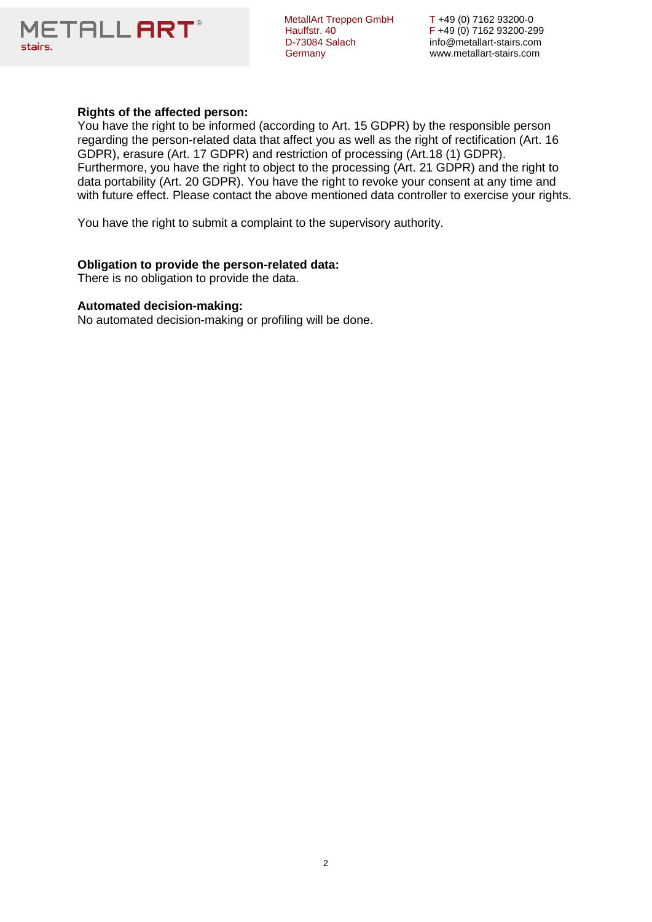**Rights of the affected person:**
You have the right to be informed (according to Art. 15 GDPR) by the responsible person regarding the person-related data that affect you as well as the right of rectification (Art. 16 GDPR), erasure (Art. 17 GDPR) and restriction of processing (Art.18 (1) GDPR). Furthermore, you have the right to object to the processing (Art. 21 GDPR) and the right to data portability (Art. 20 GDPR). You have the right to revoke your consent at any time and with future effect. Please contact the above mentioned data controller to exercise your rights.

You have the right to submit a complaint to the supervisory authority.

**Obligation to provide the person-related data:**
There is no obligation to provide the data.

**Automated decision-making:**
No automated decision-making or profiling will be done.